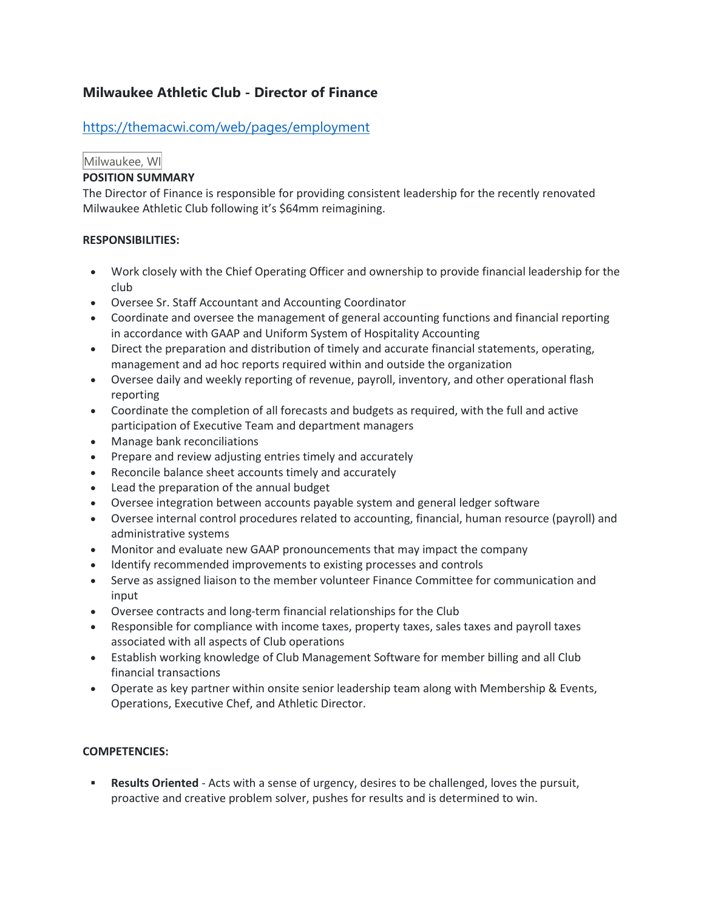# Milwaukee Athletic Club - Director of Finance

https://themacwi.com/web/pages/employment

Milwaukee, WI

**POSITION SUMMARY**

The Director of Finance is responsible for providing consistent leadership for the recently renovated Milwaukee Athletic Club following it's $64mm reimagining.

**RESPONSIBILITIES:**

- Work closely with the Chief Operating Officer and ownership to provide financial leadership for the club
- Oversee Sr. Staff Accountant and Accounting Coordinator
- Coordinate and oversee the management of general accounting functions and financial reporting in accordance with GAAP and Uniform System of Hospitality Accounting
- Direct the preparation and distribution of timely and accurate financial statements, operating, management and ad hoc reports required within and outside the organization
- Oversee daily and weekly reporting of revenue, payroll, inventory, and other operational flash reporting
- Coordinate the completion of all forecasts and budgets as required, with the full and active participation of Executive Team and department managers
- Manage bank reconciliations
- Prepare and review adjusting entries timely and accurately
- Reconcile balance sheet accounts timely and accurately
- Lead the preparation of the annual budget
- Oversee integration between accounts payable system and general ledger software
- Oversee internal control procedures related to accounting, financial, human resource (payroll) and administrative systems
- Monitor and evaluate new GAAP pronouncements that may impact the company
- Identify recommended improvements to existing processes and controls
- Serve as assigned liaison to the member volunteer Finance Committee for communication and input
- Oversee contracts and long-term financial relationships for the Club
- Responsible for compliance with income taxes, property taxes, sales taxes and payroll taxes associated with all aspects of Club operations
- Establish working knowledge of Club Management Software for member billing and all Club financial transactions
- Operate as key partner within onsite senior leadership team along with Membership & Events, Operations, Executive Chef, and Athletic Director.

**COMPETENCIES:**

- **Results Oriented** - Acts with a sense of urgency, desires to be challenged, loves the pursuit, proactive and creative problem solver, pushes for results and is determined to win.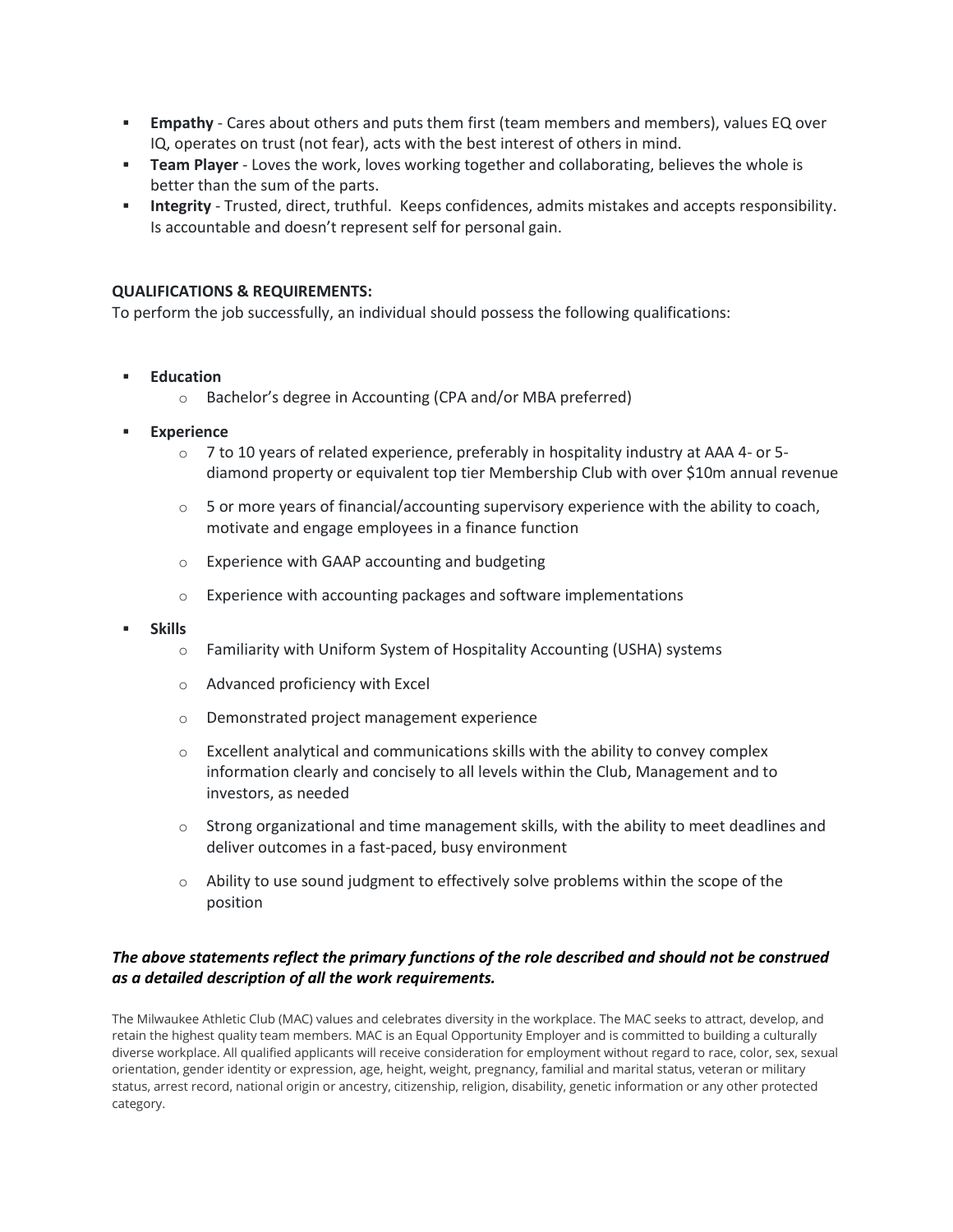- **Empathy** - Cares about others and puts them first (team members and members), values EQ over IQ, operates on trust (not fear), acts with the best interest of others in mind.
- **Team Player** - Loves the work, loves working together and collaborating, believes the whole is better than the sum of the parts.
- **Integrity** - Trusted, direct, truthful. Keeps confidences, admits mistakes and accepts responsibility. Is accountable and doesn't represent self for personal gain.

**QUALIFICATIONS & REQUIREMENTS:**

To perform the job successfully, an individual should possess the following qualifications:

- **Education**
  - Bachelor's degree in Accounting (CPA and/or MBA preferred)
- **Experience**
  - 7 to 10 years of related experience, preferably in hospitality industry at AAA 4- or 5-diamond property or equivalent top tier Membership Club with over $10m annual revenue
  - 5 or more years of financial/accounting supervisory experience with the ability to coach, motivate and engage employees in a finance function
  - Experience with GAAP accounting and budgeting
  - Experience with accounting packages and software implementations
- **Skills**
  - Familiarity with Uniform System of Hospitality Accounting (USHA) systems
  - Advanced proficiency with Excel
  - Demonstrated project management experience
  - Excellent analytical and communications skills with the ability to convey complex information clearly and concisely to all levels within the Club, Management and to investors, as needed
  - Strong organizational and time management skills, with the ability to meet deadlines and deliver outcomes in a fast-paced, busy environment
  - Ability to use sound judgment to effectively solve problems within the scope of the position

***The above statements reflect the primary functions of the role described and should not be construed as a detailed description of all the work requirements.***

The Milwaukee Athletic Club (MAC) values and celebrates diversity in the workplace. The MAC seeks to attract, develop, and retain the highest quality team members. MAC is an Equal Opportunity Employer and is committed to building a culturally diverse workplace. All qualified applicants will receive consideration for employment without regard to race, color, sex, sexual orientation, gender identity or expression, age, height, weight, pregnancy, familial and marital status, veteran or military status, arrest record, national origin or ancestry, citizenship, religion, disability, genetic information or any other protected category.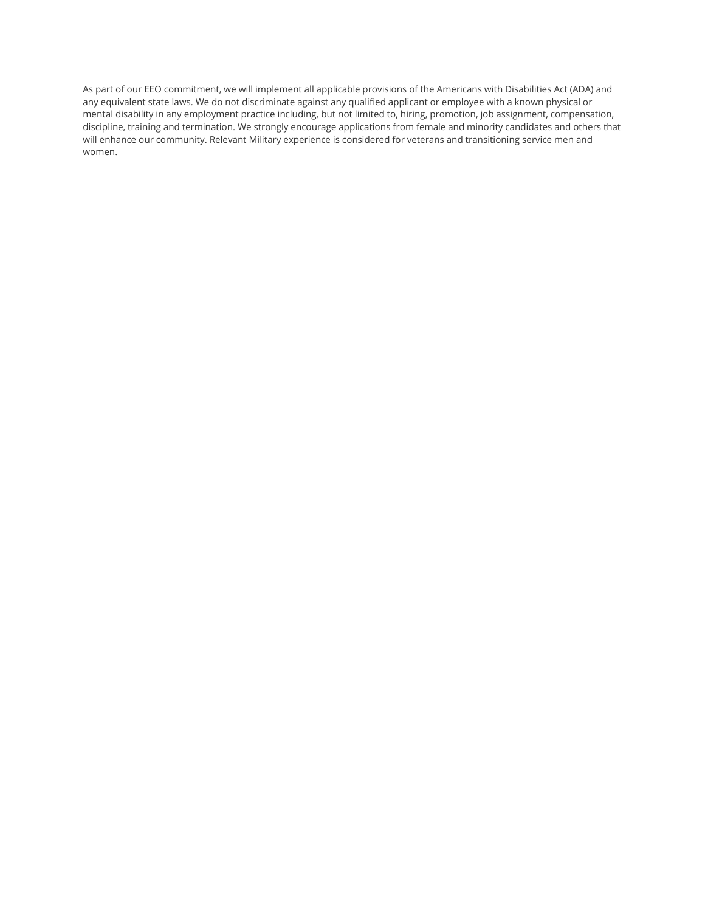As part of our EEO commitment, we will implement all applicable provisions of the Americans with Disabilities Act (ADA) and any equivalent state laws. We do not discriminate against any qualified applicant or employee with a known physical or mental disability in any employment practice including, but not limited to, hiring, promotion, job assignment, compensation, discipline, training and termination. We strongly encourage applications from female and minority candidates and others that will enhance our community. Relevant Military experience is considered for veterans and transitioning service men and women.